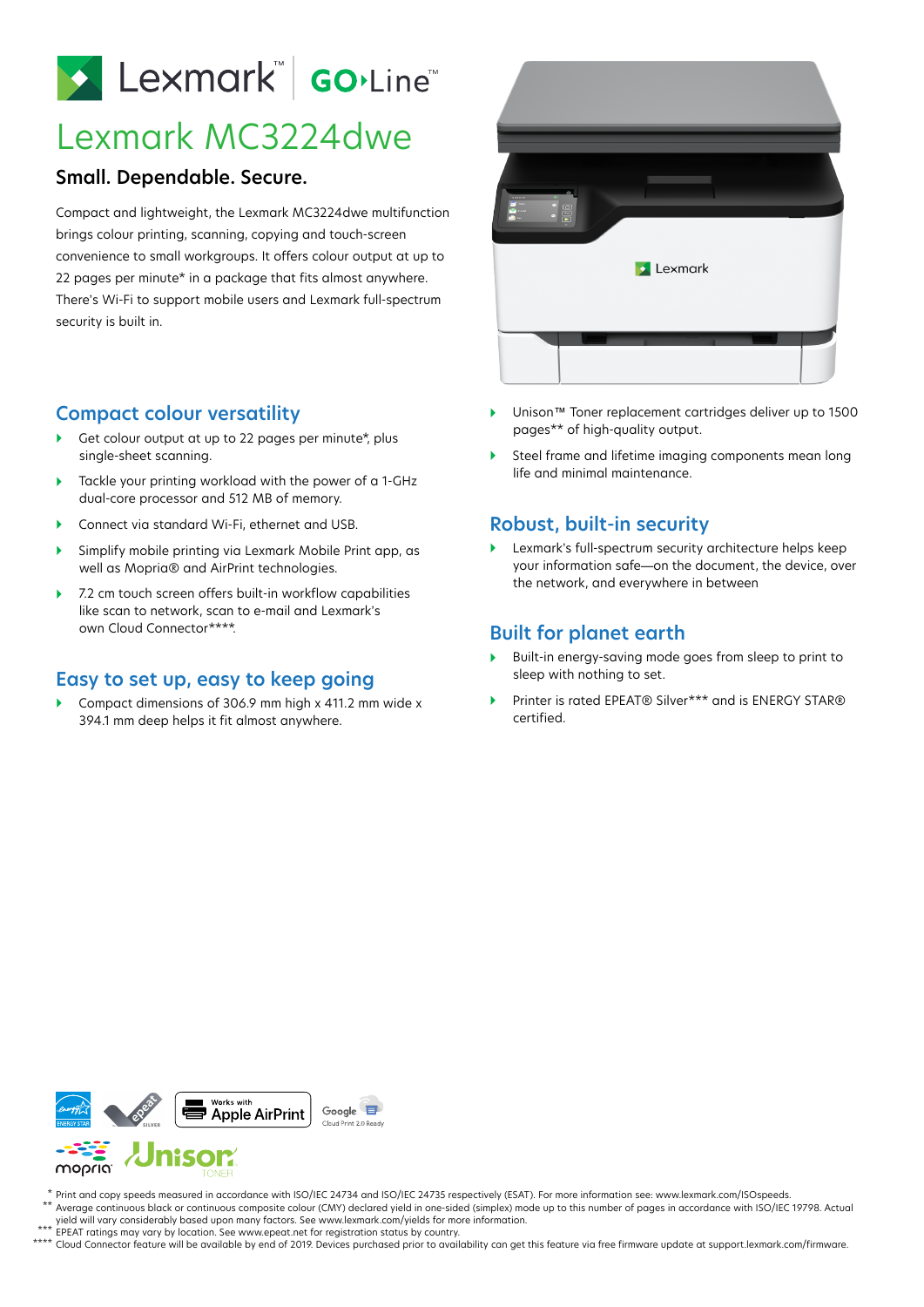# Lexmark MC3224dwe

## Small. Dependable. Secure.

Compact and lightweight, the Lexmark MC3224dwe multifunction brings colour printing, scanning, copying and touch-screen convenience to small workgroups. It offers colour output at up to 22 pages per minute* in a package that fits almost anywhere. There's Wi-Fi to support mobile users and Lexmark full-spectrum security is built in.

## Compact colour versatility

- Get colour output at up to 22 pages per minute*, plus single-sheet scanning.
- Tackle your printing workload with the power of a 1-GHz dual-core processor and 512 MB of memory.
- Connect via standard Wi-Fi, ethernet and USB.
- Simplify mobile printing via Lexmark Mobile Print app, as well as Mopria® and AirPrint technologies.
- 7.2 cm touch screen offers built-in workflow capabilities like scan to network, scan to e-mail and Lexmark's own Cloud Connector****.

## Easy to set up, easy to keep going

- Compact dimensions of 306.9 mm high x 411.2 mm wide x 394.1 mm deep helps it fit almost anywhere.
- Unison™ Toner replacement cartridges deliver up to 1500 pages** of high-quality output.
- Steel frame and lifetime imaging components mean long life and minimal maintenance.

## Robust, built-in security

- Lexmark's full-spectrum security architecture helps keep your information safe—on the document, the device, over the network, and everywhere in between

## Built for planet earth

- Built-in energy-saving mode goes from sleep to print to sleep with nothing to set.
- Printer is rated EPEAT® Silver*** and is ENERGY STAR® certified.

\* Print and copy speeds measured in accordance with ISO/IEC 24734 and ISO/IEC 24735 respectively (ESAT). For more information see: www.lexmark.com/ISOspeeds.
** Average continuous black or continuous composite colour (CMY) declared yield in one-sided (simplex) mode up to this number of pages in accordance with ISO/IEC 19798. Actual yield will vary considerably based upon many factors. See www.lexmark.com/yields for more information.
*** EPEAT ratings may vary by location. See www.epeat.net for registration status by country.
**** Cloud Connector feature will be available by end of 2019. Devices purchased prior to availability can get this feature via free firmware update at support.lexmark.com/firmware.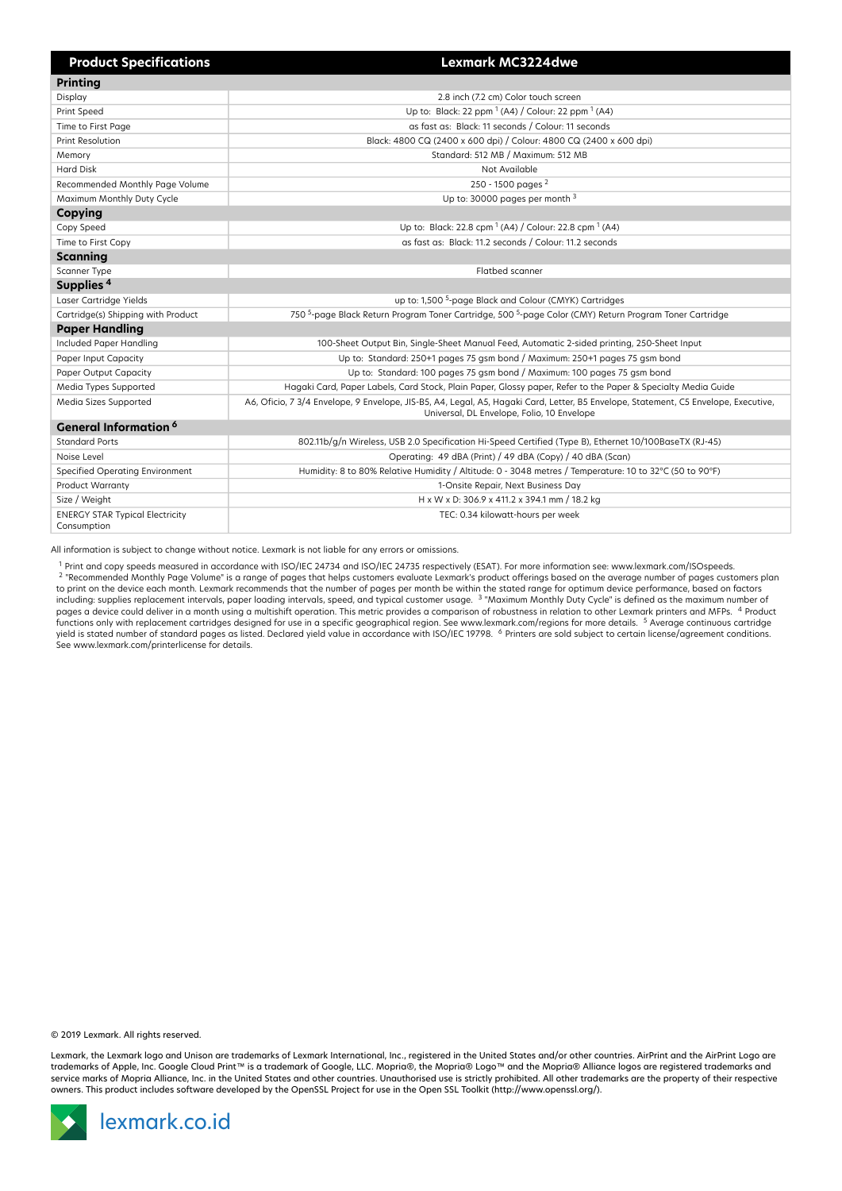| Product Specifications | Lexmark MC3224dwe |
|---|---|
| **Printing** | |
| Display | 2.8 inch (7.2 cm) Color touch screen |
| Print Speed | Up to: Black: 22 ppm [1] (A4) / Colour: 22 ppm [1] (A4) |
| Time to First Page | as fast as: Black: 11 seconds / Colour: 11 seconds |
| Print Resolution | Black: 4800 CQ (2400 x 600 dpi) / Colour: 4800 CQ (2400 x 600 dpi) |
| Memory | Standard: 512 MB / Maximum: 512 MB |
| Hard Disk | Not Available |
| Recommended Monthly Page Volume | 250 - 1500 pages [2] |
| Maximum Monthly Duty Cycle | Up to: 30000 pages per month [3] |
| **Copying** | |
| Copy Speed | Up to: Black: 22.8 cpm [1] (A4) / Colour: 22.8 cpm [1] (A4) |
| Time to First Copy | as fast as: Black: 11.2 seconds / Colour: 11.2 seconds |
| **Scanning** | |
| Scanner Type | Flatbed scanner |
| **Supplies [4]** | |
| Laser Cartridge Yields | up to: 1,500 [5]-page Black and Colour (CMYK) Cartridges |
| Cartridge(s) Shipping with Product | 750 [5]-page Black Return Program Toner Cartridge, 500 [5]-page Color (CMY) Return Program Toner Cartridge |
| **Paper Handling** | |
| Included Paper Handling | 100-Sheet Output Bin, Single-Sheet Manual Feed, Automatic 2-sided printing, 250-Sheet Input |
| Paper Input Capacity | Up to: Standard: 250+1 pages 75 gsm bond / Maximum: 250+1 pages 75 gsm bond |
| Paper Output Capacity | Up to: Standard: 100 pages 75 gsm bond / Maximum: 100 pages 75 gsm bond |
| Media Types Supported | Hagaki Card, Paper Labels, Card Stock, Plain Paper, Glossy paper, Refer to the Paper & Specialty Media Guide |
| Media Sizes Supported | A6, Oficio, 7 3/4 Envelope, 9 Envelope, JIS-B5, A4, Legal, A5, Hagaki Card, Letter, B5 Envelope, Statement, C5 Envelope, Executive, Universal, DL Envelope, Folio, 10 Envelope |
| **General Information [6]** | |
| Standard Ports | 802.11b/g/n Wireless, USB 2.0 Specification Hi-Speed Certified (Type B), Ethernet 10/100BaseTX (RJ-45) |
| Noise Level | Operating: 49 dBA (Print) / 49 dBA (Copy) / 40 dBA (Scan) |
| Specified Operating Environment | Humidity: 8 to 80% Relative Humidity / Altitude: 0 - 3048 metres / Temperature: 10 to 32°C (50 to 90°F) |
| Product Warranty | 1-Onsite Repair, Next Business Day |
| Size / Weight | H x W x D: 306.9 x 411.2 x 394.1 mm / 18.2 kg |
| ENERGY STAR Typical Electricity Consumption | TEC: 0.34 kilowatt-hours per week |

All information is subject to change without notice. Lexmark is not liable for any errors or omissions.

[1] Print and copy speeds measured in accordance with ISO/IEC 24734 and ISO/IEC 24735 respectively (ESAT). For more information see: www.lexmark.com/ISOspeeds. [2] "Recommended Monthly Page Volume" is a range of pages that helps customers evaluate Lexmark's product offerings based on the average number of pages customers plan to print on the device each month. Lexmark recommends that the number of pages per month be within the stated range for optimum device performance, based on factors including: supplies replacement intervals, paper loading intervals, speed, and typical customer usage. [3] "Maximum Monthly Duty Cycle" is defined as the maximum number of pages a device could deliver in a month using a multishift operation. This metric provides a comparison of robustness in relation to other Lexmark printers and MFPs. [4] Product functions only with replacement cartridges designed for use in a specific geographical region. See www.lexmark.com/regions for more details. [5] Average continuous cartridge yield is stated number of standard pages as listed. Declared yield value in accordance with ISO/IEC 19798. [6] Printers are sold subject to certain license/agreement conditions. See www.lexmark.com/printerlicense for details.

© 2019 Lexmark. All rights reserved.

Lexmark, the Lexmark logo and Unison are trademarks of Lexmark International, Inc., registered in the United States and/or other countries. AirPrint and the AirPrint Logo are trademarks of Apple, Inc. Google Cloud Print™ is a trademark of Google, LLC. Mopria®, the Mopria® Logo™ and the Mopria® Alliance logos are registered trademarks and service marks of Mopria Alliance, Inc. in the United States and other countries. Unauthorised use is strictly prohibited. All other trademarks are the property of their respective owners. This product includes software developed by the OpenSSL Project for use in the Open SSL Toolkit (http://www.openssl.org/).

lexmark.co.id